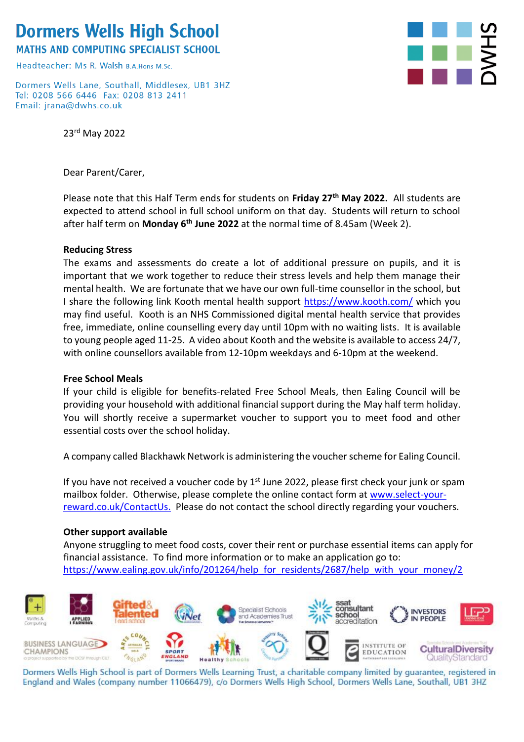# Dormers Wells High School

**MATHS AND COMPUTING SPECIALIST SCHOOL**

Headteacher: Ms R. Walsh B.A.Hons M.Sc.

Dormers Wells Lane, Southall, Middlesex, UB1 3HZ
Tel: 0208 566 6446 Fax: 0208 813 2411
Email: jrana@dwhs.co.uk

23rd May 2022

Dear Parent/Carer,

Please note that this Half Term ends for students on **Friday 27th May 2022.** All students are expected to attend school in full school uniform on that day. Students will return to school after half term on **Monday 6th June 2022** at the normal time of 8.45am (Week 2).

**Reducing Stress**

The exams and assessments do create a lot of additional pressure on pupils, and it is important that we work together to reduce their stress levels and help them manage their mental health. We are fortunate that we have our own full-time counsellor in the school, but I share the following link Kooth mental health support https://www.kooth.com/ which you may find useful. Kooth is an NHS Commissioned digital mental health service that provides free, immediate, online counselling every day until 10pm with no waiting lists. It is available to young people aged 11-25. A video about Kooth and the website is available to access 24/7, with online counsellors available from 12-10pm weekdays and 6-10pm at the weekend.

**Free School Meals**

If your child is eligible for benefits-related Free School Meals, then Ealing Council will be providing your household with additional financial support during the May half term holiday. You will shortly receive a supermarket voucher to support you to meet food and other essential costs over the school holiday.

A company called Blackhawk Network is administering the voucher scheme for Ealing Council.

If you have not received a voucher code by 1st June 2022, please first check your junk or spam mailbox folder. Otherwise, please complete the online contact form at www.select-your-reward.co.uk/ContactUs. Please do not contact the school directly regarding your vouchers.

**Other support available**

Anyone struggling to meet food costs, cover their rent or purchase essential items can apply for financial assistance. To find more information or to make an application go to:
https://www.ealing.gov.uk/info/201264/help_for_residents/2687/help_with_your_money/2

Dormers Wells High School is part of Dormers Wells Learning Trust, a charitable company limited by guarantee, registered in England and Wales (company number 11066479), c/o Dormers Wells High School, Dormers Wells Lane, Southall, UB1 3HZ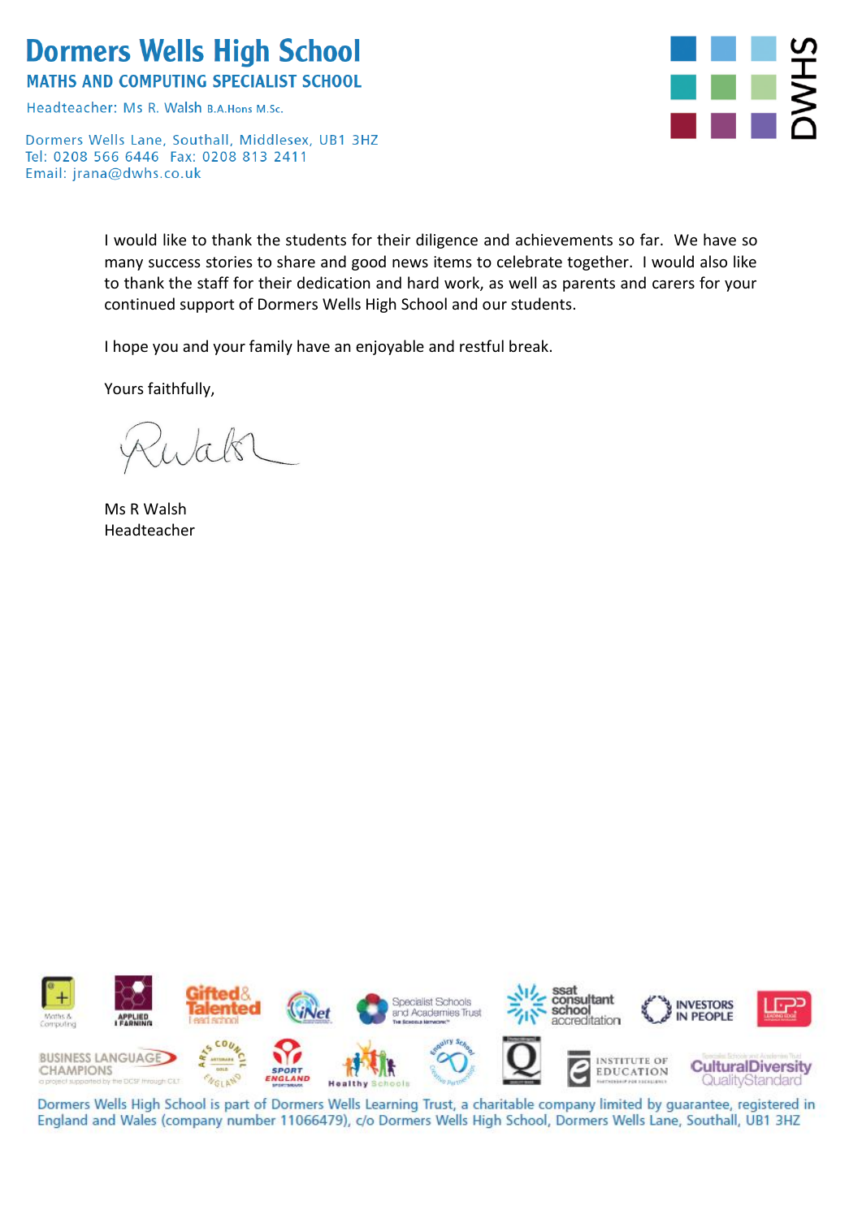# Dormers Wells High School

**MATHS AND COMPUTING SPECIALIST SCHOOL**

Headteacher: Ms R. Walsh B.A.Hons M.Sc.

Dormers Wells Lane, Southall, Middlesex, UB1 3HZ
Tel: 0208 566 6446 Fax: 0208 813 2411
Email: jrana@dwhs.co.uk

I would like to thank the students for their diligence and achievements so far. We have so many success stories to share and good news items to celebrate together. I would also like to thank the staff for their dedication and hard work, as well as parents and carers for your continued support of Dormers Wells High School and our students.

I hope you and your family have an enjoyable and restful break.

Yours faithfully,

Ms R Walsh
Headteacher

Dormers Wells High School is part of Dormers Wells Learning Trust, a charitable company limited by guarantee, registered in England and Wales (company number 11066479), c/o Dormers Wells High School, Dormers Wells Lane, Southall, UB1 3HZ